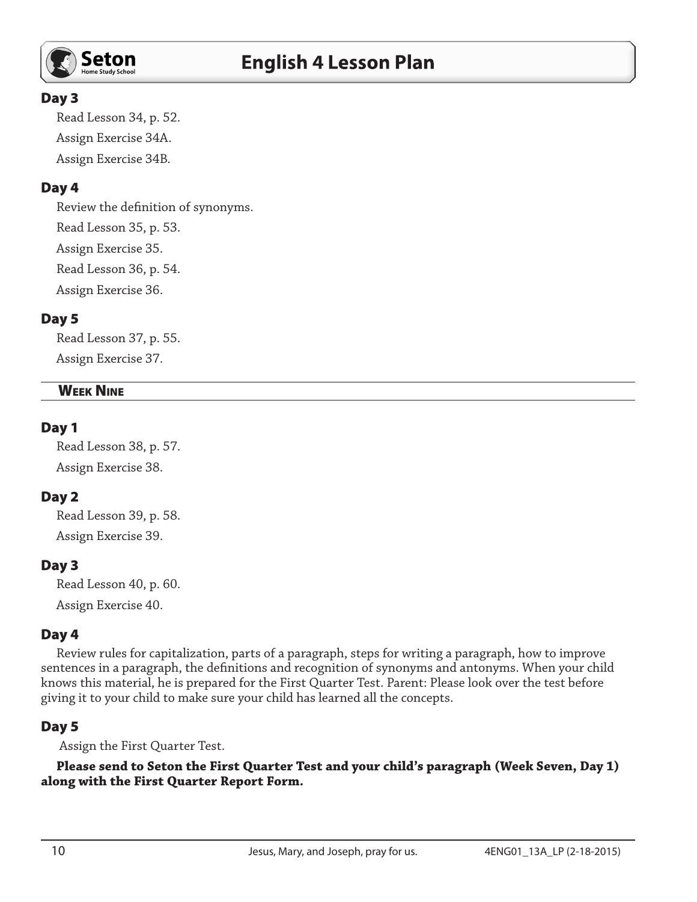### Day 3

Read Lesson 34, p. 52.

Assign Exercise 34A.

Assign Exercise 34B.

### Day 4

Review the definition of synonyms.

Read Lesson 35, p. 53.

Assign Exercise 35.

Read Lesson 36, p. 54.

Assign Exercise 36.

### Day 5

Read Lesson 37, p. 55.

Assign Exercise 37.

## Week Nine

### Day 1

Read Lesson 38, p. 57.

Assign Exercise 38.

### Day 2

Read Lesson 39, p. 58.

Assign Exercise 39.

### Day 3

Read Lesson 40, p. 60.

Assign Exercise 40.

### Day 4

Review rules for capitalization, parts of a paragraph, steps for writing a paragraph, how to improve sentences in a paragraph, the definitions and recognition of synonyms and antonyms. When your child knows this material, he is prepared for the First Quarter Test. Parent: Please look over the test before giving it to your child to make sure your child has learned all the concepts.

### Day 5

Assign the First Quarter Test.

**Please send to Seton the First Quarter Test and your child's paragraph (Week Seven, Day 1) along with the First Quarter Report Form.**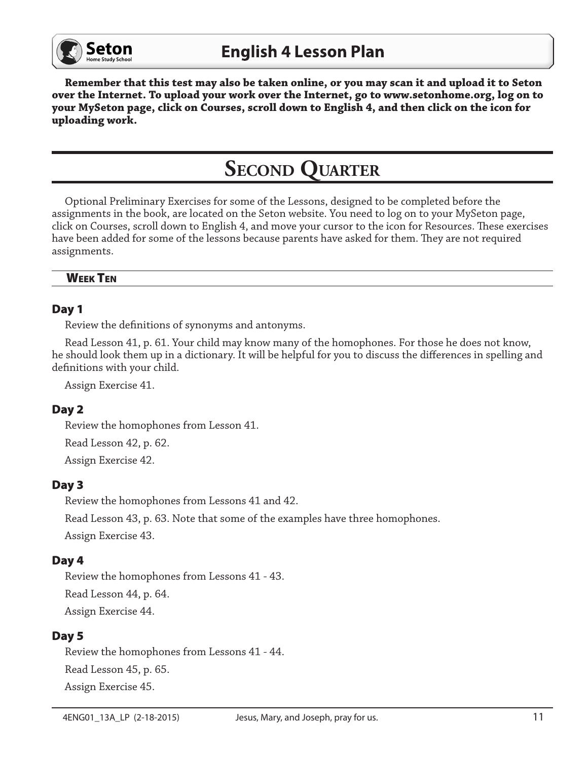**Remember that this test may also be taken online, or you may scan it and upload it to Seton over the Internet. To upload your work over the Internet, go to www.setonhome.org, log on to your MySeton page, click on Courses, scroll down to English 4, and then click on the icon for uploading work.**

# Second Quarter

Optional Preliminary Exercises for some of the Lessons, designed to be completed before the assignments in the book, are located on the Seton website. You need to log on to your MySeton page, click on Courses, scroll down to English 4, and move your cursor to the icon for Resources. These exercises have been added for some of the lessons because parents have asked for them. They are not required assignments.

## Week Ten

### Day 1

Review the definitions of synonyms and antonyms.

Read Lesson 41, p. 61. Your child may know many of the homophones. For those he does not know, he should look them up in a dictionary. It will be helpful for you to discuss the differences in spelling and definitions with your child.

Assign Exercise 41.

### Day 2

Review the homophones from Lesson 41.

Read Lesson 42, p. 62.

Assign Exercise 42.

### Day 3

Review the homophones from Lessons 41 and 42.

Read Lesson 43, p. 63. Note that some of the examples have three homophones.

Assign Exercise 43.

### Day 4

Review the homophones from Lessons 41 - 43.

Read Lesson 44, p. 64.

Assign Exercise 44.

### Day 5

Review the homophones from Lessons 41 - 44.

Read Lesson 45, p. 65.

Assign Exercise 45.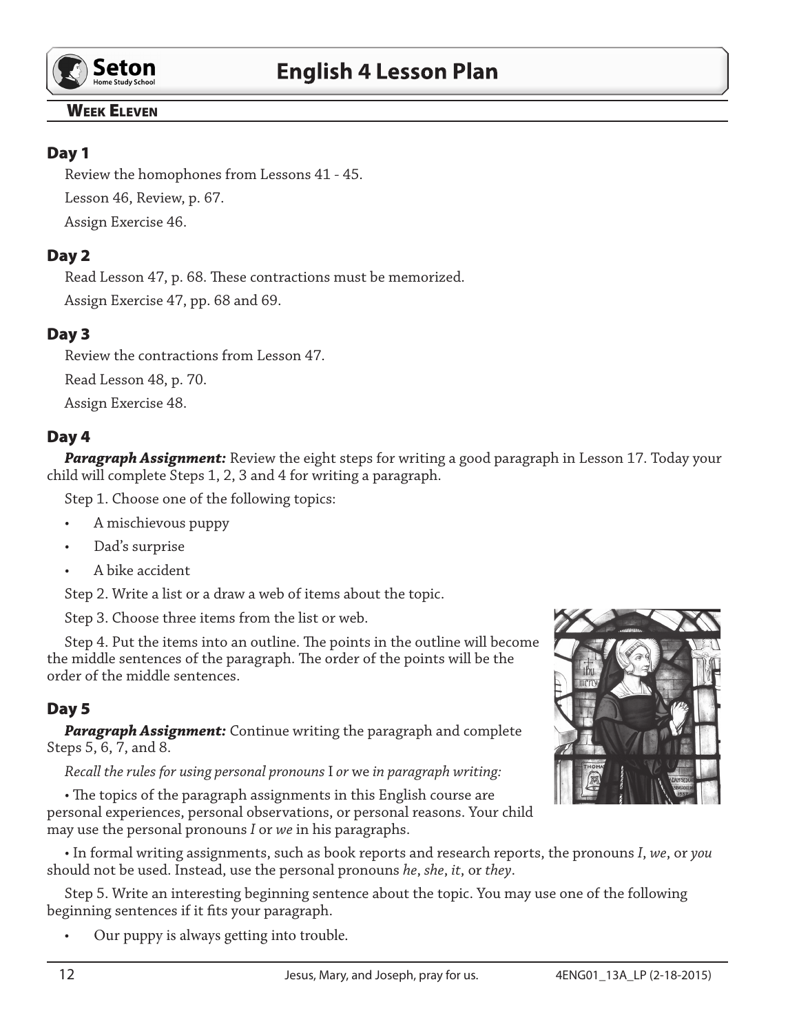# English 4 Lesson Plan

## Week Eleven

### Day 1

Review the homophones from Lessons 41 - 45.

Lesson 46, Review, p. 67.

Assign Exercise 46.

### Day 2

Read Lesson 47, p. 68. These contractions must be memorized.

Assign Exercise 47, pp. 68 and 69.

### Day 3

Review the contractions from Lesson 47.

Read Lesson 48, p. 70.

Assign Exercise 48.

### Day 4

***Paragraph Assignment:*** Review the eight steps for writing a good paragraph in Lesson 17. Today your child will complete Steps 1, 2, 3 and 4 for writing a paragraph.

Step 1. Choose one of the following topics:

- A mischievous puppy
- Dad's surprise
- A bike accident

Step 2. Write a list or a draw a web of items about the topic.

Step 3. Choose three items from the list or web.

Step 4. Put the items into an outline. The points in the outline will become the middle sentences of the paragraph. The order of the points will be the order of the middle sentences.

### Day 5

***Paragraph Assignment:*** Continue writing the paragraph and complete Steps 5, 6, 7, and 8.

*Recall the rules for using personal pronouns* I *or* we *in paragraph writing:*

• The topics of the paragraph assignments in this English course are personal experiences, personal observations, or personal reasons. Your child may use the personal pronouns *I* or *we* in his paragraphs.

• In formal writing assignments, such as book reports and research reports, the pronouns *I*, *we*, or *you* should not be used. Instead, use the personal pronouns *he*, *she*, *it*, or *they*.

Step 5. Write an interesting beginning sentence about the topic. You may use one of the following beginning sentences if it fits your paragraph.

- Our puppy is always getting into trouble.